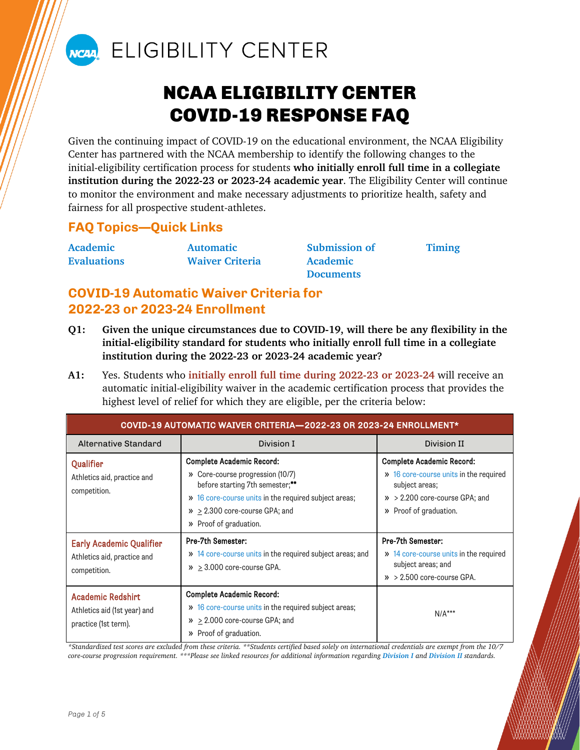# NCAA ELIGIBILITY CENTER

# NCAA ELIGIBILITY CENTER COVID-19 RESPONSE FAQ

Given the continuing impact of COVID-19 on the educational environment, the NCAA Eligibility Center has partnered with the NCAA membership to identify the following changes to the initial-eligibility certification process for students **who initially enroll full time in a collegiate institution during the 2022-23 or 2023-24 academic year**. The Eligibility Center will continue to monitor the environment and make necessary adjustments to prioritize health, safety and fairness for all prospective student-athletes.

## FAQ Topics—Quick Links

**Academic Evaluations** | **Automatic Waiver Criteria** | **Submission of Academic Documents** | **Timing**

## COVID-19 Automatic Waiver Criteria for 2022-23 or 2023-24 Enrollment

**Q1: Given the unique circumstances due to COVID-19, will there be any flexibility in the initial-eligibility standard for students who initially enroll full time in a collegiate institution during the 2022-23 or 2023-24 academic year?**

**A1:** Yes. Students who **initially enroll full time during 2022-23 or 2023-24** will receive an automatic initial-eligibility waiver in the academic certification process that provides the highest level of relief for which they are eligible, per the criteria below:

| COVID-19 AUTOMATIC WAIVER CRITERIA—2022-23 OR 2023-24 ENROLLMENT* | | |
|---|---|---|
| Alternative Standard | Division I | Division II |
| **Qualifier**<br>Athletics aid, practice and competition. | **Complete Academic Record:**<br>» Core-course progression (10/7) before starting 7th semester;**<br>» 16 core-course units in the required subject areas;<br>» ≥ 2.300 core-course GPA; and<br>» Proof of graduation. | **Complete Academic Record:**<br>» 16 core-course units in the required subject areas;<br>» > 2.200 core-course GPA; and<br>» Proof of graduation. |
| **Early Academic Qualifier**<br>Athletics aid, practice and competition. | **Pre-7th Semester:**<br>» 14 core-course units in the required subject areas; and<br>» ≥ 3.000 core-course GPA. | **Pre-7th Semester:**<br>» 14 core-course units in the required subject areas; and<br>» > 2.500 core-course GPA. |
| **Academic Redshirt**<br>Athletics aid (1st year) and practice (1st term). | **Complete Academic Record:**<br>» 16 core-course units in the required subject areas;<br>» ≥ 2.000 core-course GPA; and<br>» Proof of graduation. | N/A*** |

*\*Standardized test scores are excluded from these criteria. \*\*Students certified based solely on international credentials are exempt from the 10/7 core-course progression requirement. \*\*\*Please see linked resources for additional information regarding **Division I** and **Division II** standards.*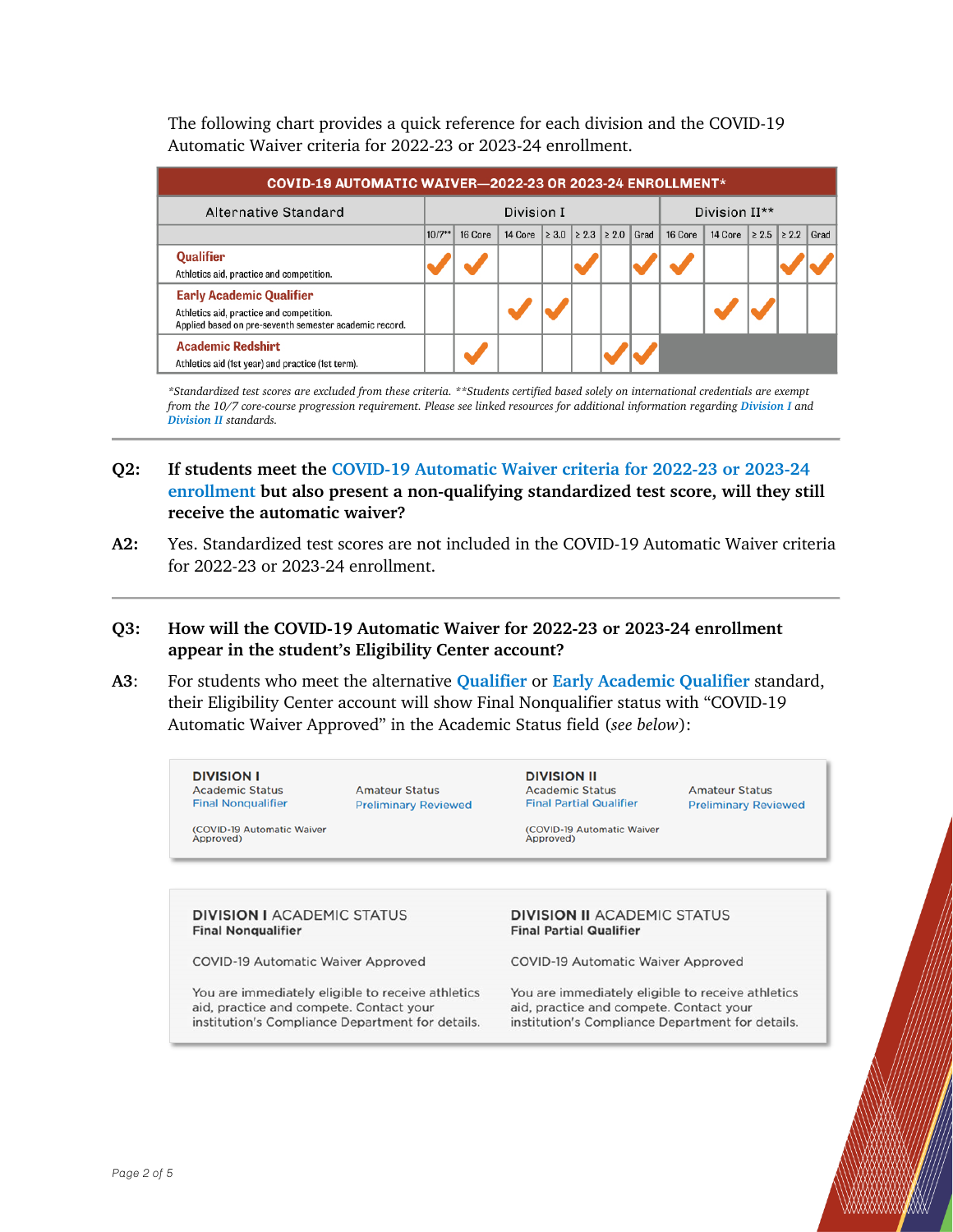The following chart provides a quick reference for each division and the COVID-19 Automatic Waiver criteria for 2022-23 or 2023-24 enrollment.

| COVID-19 AUTOMATIC WAIVER—2022-23 OR 2023-24 ENROLLMENT* | | | | | | | | | | | | |
|---|---|---|---|---|---|---|---|---|---|---|---|---|
| Alternative Standard | Division I | | | | | | | Division II** | | | | |
| | 10/7** | 16 Core | 14 Core | ≥ 3.0 | ≥ 2.3 | ≥ 2.0 | Grad | 16 Core | 14 Core | ≥ 2.5 | ≥ 2.2 | Grad |
| **Qualifier**<br>Athletics aid, practice and competition. | ✓ | ✓ | | | ✓ | | ✓ | ✓ | | | ✓ | ✓ |
| **Early Academic Qualifier**<br>Athletics aid, practice and competition.<br>Applied based on pre-seventh semester academic record. | | | ✓ | ✓ | | | | | ✓ | ✓ | | |
| **Academic Redshirt**<br>Athletics aid (1st year) and practice (1st term). | | ✓ | | | | ✓ | ✓ | | | | | |

*\*Standardized test scores are excluded from these criteria. \*\*Students certified based solely on international credentials are exempt from the 10/7 core-course progression requirement. Please see linked resources for additional information regarding Division I and Division II standards.*

---

**Q2: If students meet the COVID-19 Automatic Waiver criteria for 2022-23 or 2023-24 enrollment but also present a non-qualifying standardized test score, will they still receive the automatic waiver?**

**A2:** Yes. Standardized test scores are not included in the COVID-19 Automatic Waiver criteria for 2022-23 or 2023-24 enrollment.

---

**Q3: How will the COVID-19 Automatic Waiver for 2022-23 or 2023-24 enrollment appear in the student's Eligibility Center account?**

**A3:** For students who meet the alternative Qualifier or Early Academic Qualifier standard, their Eligibility Center account will show Final Nonqualifier status with "COVID-19 Automatic Waiver Approved" in the Academic Status field (*see below*):

**DIVISION I**
Academic Status
Final Nonqualifier

(COVID-19 Automatic Waiver Approved)

Amateur Status
Preliminary Reviewed

**DIVISION II**
Academic Status
Final Partial Qualifier

(COVID-19 Automatic Waiver Approved)

Amateur Status
Preliminary Reviewed

**DIVISION I** ACADEMIC STATUS
**Final Nonqualifier**

COVID-19 Automatic Waiver Approved

You are immediately eligible to receive athletics aid, practice and compete. Contact your institution's Compliance Department for details.

**DIVISION II** ACADEMIC STATUS
**Final Partial Qualifier**

COVID-19 Automatic Waiver Approved

You are immediately eligible to receive athletics aid, practice and compete. Contact your institution's Compliance Department for details.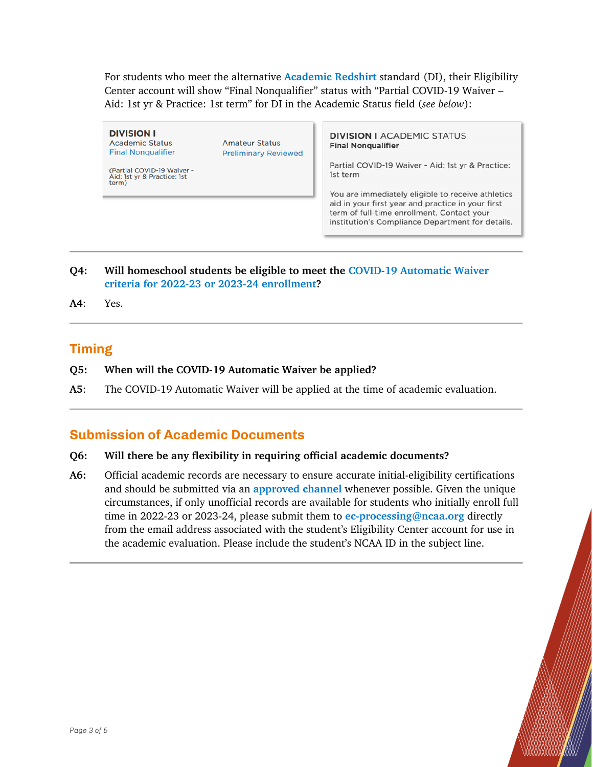For students who meet the alternative **Academic Redshirt** standard (DI), their Eligibility Center account will show "Final Nonqualifier" status with "Partial COVID-19 Waiver – Aid: 1st yr & Practice: 1st term" for DI in the Academic Status field (*see below*):

**DIVISION I**

Academic Status
Final Nonqualifier

(Partial COVID-19 Waiver - Aid: 1st yr & Practice: 1st term)

Amateur Status
Preliminary Reviewed

**DIVISION I** ACADEMIC STATUS
**Final Nonqualifier**

Partial COVID-19 Waiver - Aid: 1st yr & Practice: 1st term

You are immediately eligible to receive athletics aid in your first year and practice in your first term of full-time enrollment. Contact your institution's Compliance Department for details.

---

**Q4:** **Will homeschool students be eligible to meet the COVID-19 Automatic Waiver criteria for 2022-23 or 2023-24 enrollment?**

**A4:** Yes.

---

## Timing

**Q5:** **When will the COVID-19 Automatic Waiver be applied?**

**A5:** The COVID-19 Automatic Waiver will be applied at the time of academic evaluation.

---

## Submission of Academic Documents

**Q6:** **Will there be any flexibility in requiring official academic documents?**

**A6:** Official academic records are necessary to ensure accurate initial-eligibility certifications and should be submitted via an **approved channel** whenever possible. Given the unique circumstances, if only unofficial records are available for students who initially enroll full time in 2022-23 or 2023-24, please submit them to **ec-processing@ncaa.org** directly from the email address associated with the student's Eligibility Center account for use in the academic evaluation. Please include the student's NCAA ID in the subject line.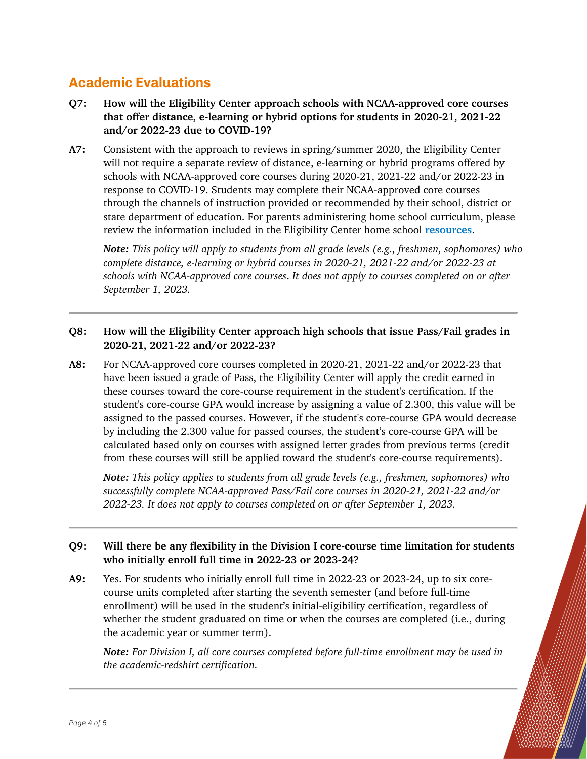## Academic Evaluations

**Q7: How will the Eligibility Center approach schools with NCAA-approved core courses that offer distance, e-learning or hybrid options for students in 2020-21, 2021-22 and/or 2022-23 due to COVID-19?**

**A7:** Consistent with the approach to reviews in spring/summer 2020, the Eligibility Center will not require a separate review of distance, e-learning or hybrid programs offered by schools with NCAA-approved core courses during 2020-21, 2021-22 and/or 2022-23 in response to COVID-19. Students may complete their NCAA-approved core courses through the channels of instruction provided or recommended by their school, district or state department of education. For parents administering home school curriculum, please review the information included in the Eligibility Center home school **resources**.

*Note: This policy will apply to students from all grade levels (e.g., freshmen, sophomores) who complete distance, e-learning or hybrid courses in 2020-21, 2021-22 and/or 2022-23 at schools with NCAA-approved core courses. It does not apply to courses completed on or after September 1, 2023.*

---

**Q8: How will the Eligibility Center approach high schools that issue Pass/Fail grades in 2020-21, 2021-22 and/or 2022-23?**

**A8:** For NCAA-approved core courses completed in 2020-21, 2021-22 and/or 2022-23 that have been issued a grade of Pass, the Eligibility Center will apply the credit earned in these courses toward the core-course requirement in the student's certification. If the student's core-course GPA would increase by assigning a value of 2.300, this value will be assigned to the passed courses. However, if the student's core-course GPA would decrease by including the 2.300 value for passed courses, the student's core-course GPA will be calculated based only on courses with assigned letter grades from previous terms (credit from these courses will still be applied toward the student's core-course requirements).

*Note: This policy applies to students from all grade levels (e.g., freshmen, sophomores) who successfully complete NCAA-approved Pass/Fail core courses in 2020-21, 2021-22 and/or 2022-23. It does not apply to courses completed on or after September 1, 2023.*

---

**Q9: Will there be any flexibility in the Division I core-course time limitation for students who initially enroll full time in 2022-23 or 2023-24?**

**A9:** Yes. For students who initially enroll full time in 2022-23 or 2023-24, up to six core-course units completed after starting the seventh semester (and before full-time enrollment) will be used in the student's initial-eligibility certification, regardless of whether the student graduated on time or when the courses are completed (i.e., during the academic year or summer term).

*Note: For Division I, all core courses completed before full-time enrollment may be used in the academic-redshirt certification.*

---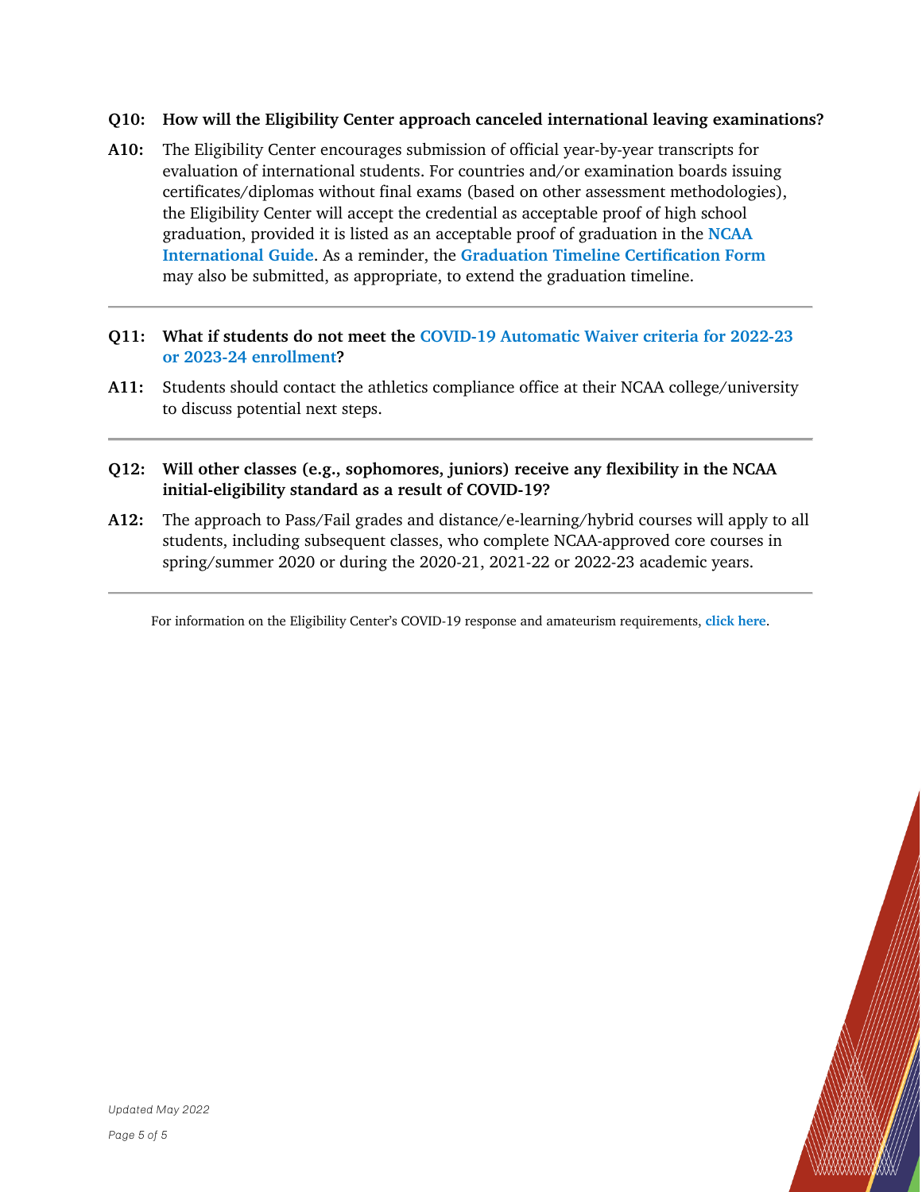**Q10: How will the Eligibility Center approach canceled international leaving examinations?**

**A10:** The Eligibility Center encourages submission of official year-by-year transcripts for evaluation of international students. For countries and/or examination boards issuing certificates/diplomas without final exams (based on other assessment methodologies), the Eligibility Center will accept the credential as acceptable proof of high school graduation, provided it is listed as an acceptable proof of graduation in the **NCAA International Guide**. As a reminder, the **Graduation Timeline Certification Form** may also be submitted, as appropriate, to extend the graduation timeline.

---

**Q11: What if students do not meet the COVID-19 Automatic Waiver criteria for 2022-23 or 2023-24 enrollment?**

**A11:** Students should contact the athletics compliance office at their NCAA college/university to discuss potential next steps.

---

**Q12: Will other classes (e.g., sophomores, juniors) receive any flexibility in the NCAA initial-eligibility standard as a result of COVID-19?**

**A12:** The approach to Pass/Fail grades and distance/e-learning/hybrid courses will apply to all students, including subsequent classes, who complete NCAA-approved core courses in spring/summer 2020 or during the 2020-21, 2021-22 or 2022-23 academic years.

---

For information on the Eligibility Center's COVID-19 response and amateurism requirements, **click here**.

*Updated May 2022*